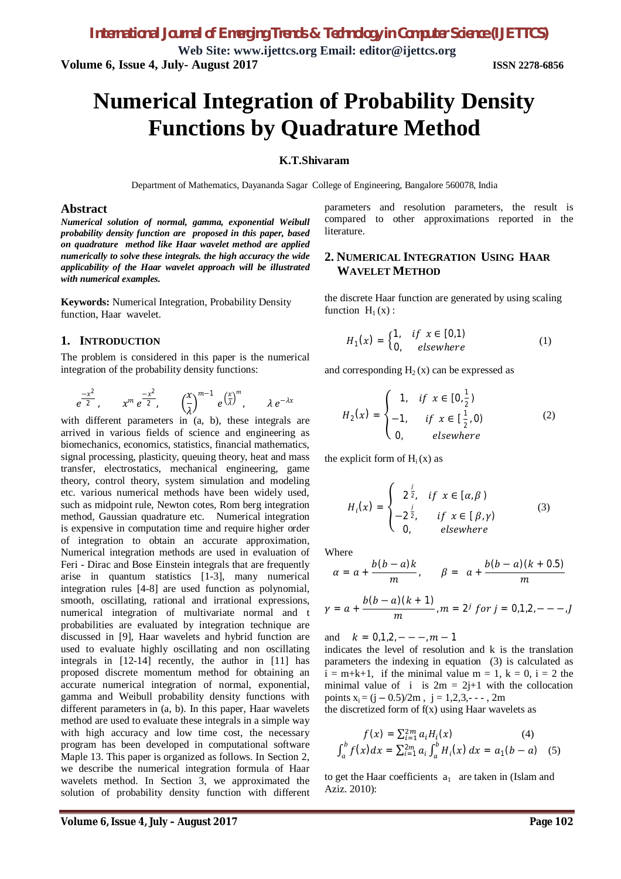# Numerical Integration of Probability Density Functions by Quadrature Method

**K.T.Shivaram**

Department of Mathematics, Dayananda Sagar College of Engineering, Bangalore 560078, India

## Abstract

***Numerical solution of normal, gamma, exponential Weibull probability density function are proposed in this paper, based on quadrature method like Haar wavelet method are applied numerically to solve these integrals. the high accuracy the wide applicability of the Haar wavelet approach will be illustrated with numerical examples.***

**Keywords:** Numerical Integration, Probability Density function, Haar wavelet.

## 1. Introduction

The problem is considered in this paper is the numerical integration of the probability density functions:

$$e^{\frac{-x^2}{2}}, \qquad x^m\, e^{\frac{-x^2}{2}}, \qquad \left(\frac{x}{\lambda}\right)^{m-1} e^{\left(\frac{x}{\lambda}\right)^m}, \qquad \lambda\, e^{-\lambda x}$$

with different parameters in (a, b), these integrals are arrived in various fields of science and engineering as biomechanics, economics, statistics, financial mathematics, signal processing, plasticity, queuing theory, heat and mass transfer, electrostatics, mechanical engineering, game theory, control theory, system simulation and modeling etc. various numerical methods have been widely used, such as midpoint rule, Newton cotes, Rom berg integration method, Gaussian quadrature etc. Numerical integration is expensive in computation time and require higher order of integration to obtain an accurate approximation, Numerical integration methods are used in evaluation of Feri - Dirac and Bose Einstein integrals that are frequently arise in quantum statistics [1-3], many numerical integration rules [4-8] are used function as polynomial, smooth, oscillating, rational and irrational expressions, numerical integration of multivariate normal and t probabilities are evaluated by integration technique are discussed in [9], Haar wavelets and hybrid function are used to evaluate highly oscillating and non oscillating integrals in [12-14] recently, the author in [11] has proposed discrete momentum method for obtaining an accurate numerical integration of normal, exponential, gamma and Weibull probability density functions with different parameters in (a, b). In this paper, Haar wavelets method are used to evaluate these integrals in a simple way with high accuracy and low time cost, the necessary program has been developed in computational software Maple 13. This paper is organized as follows. In Section 2, we describe the numerical integration formula of Haar wavelets method. In Section 3, we approximated the solution of probability density function with different parameters and resolution parameters, the result is compared to other approximations reported in the literature.

## 2. Numerical Integration Using Haar Wavelet Method

the discrete Haar function are generated by using scaling function $H_1(x)$ :

$$H_1(x) = \begin{cases} 1, & if\ x \in [0,1) \\ 0, & elsewhere \end{cases} \qquad (1)$$

and corresponding $H_2(x)$ can be expressed as

$$H_2(x) = \begin{cases} 1, & if\ x \in [0, \frac{1}{2}) \\ -1, & if\ x \in [\frac{1}{2}, 0) \\ 0, & elsewhere \end{cases} \qquad (2)$$

the explicit form of $H_i(x)$ as

$$H_i(x) = \begin{cases} 2^{\frac{j}{2}}, & if\ x \in [\alpha, \beta) \\ -2^{\frac{j}{2}}, & if\ x \in [\beta, \gamma) \\ 0, & elsewhere \end{cases} \qquad (3)$$

Where

$$\alpha = a + \frac{b(b-a)k}{m}, \qquad \beta = a + \frac{b(b-a)(k+0.5)}{m}$$

$$\gamma = a + \frac{b(b-a)(k+1)}{m}, m = 2^j \ for\ j = 0,1,2,---,J$$

and $\quad k = 0,1,2,---,m-1$

indicates the level of resolution and k is the translation parameters the indexing in equation (3) is calculated as $i = m+k+1$, if the minimal value $m = 1$, $k = 0$, $i = 2$ the minimal value of i is $2m = 2j+1$ with the collocation points $x_i = (j - 0.5)/2m$ , $j = 1,2,3,- - - , 2m$

the discretized form of f(x) using Haar wavelets as

$$f(x) = \sum_{i=1}^{2m} a_i H_i(x) \qquad (4)$$

$$\int_a^b f(x)dx = \sum_{i=1}^{2m} a_i \int_a^b H_i(x)\, dx = a_1(b-a) \quad (5)$$

to get the Haar coefficients $a_1$ are taken in (Islam and Aziz. 2010):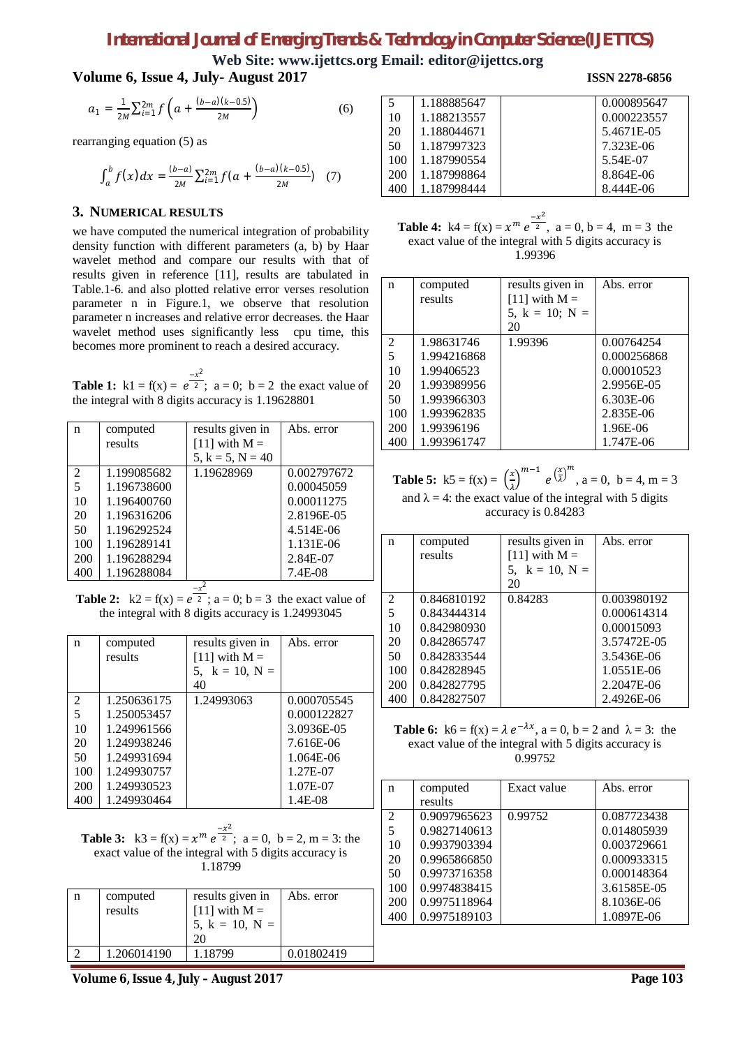$$a_1 = \frac{1}{2M}\sum_{i=1}^{2m} f\left(a + \frac{(b-a)(k-0.5)}{2M}\right) \quad (6)$$

rearranging equation (5) as

$$\int_a^b f(x)dx = \frac{(b-a)}{2M}\sum_{i=1}^{2m} f(a + \frac{(b-a)(k-0.5)}{2M}) \quad (7)$$

## 3. NUMERICAL RESULTS

we have computed the numerical integration of probability density function with different parameters (a, b) by Haar wavelet method and compare our results with that of results given in reference [11], results are tabulated in Table.1-6. and also plotted relative error verses resolution parameter n in Figure.1, we observe that resolution parameter n increases and relative error decreases. the Haar wavelet method uses significantly less cpu time, this becomes more prominent to reach a desired accuracy.

**Table 1:** $k1 = f(x) = e^{\frac{-x^2}{2}}$; a = 0; b = 2 the exact value of the integral with 8 digits accuracy is 1.19628801

| n | computed results | results given in [11] with M = 5, k = 5, N = 40 | Abs. error |
|---|---|---|---|
| 2 | 1.199085682 | 1.19628969 | 0.002797672 |
| 5 | 1.196738600 | | 0.00045059 |
| 10 | 1.196400760 | | 0.00011275 |
| 20 | 1.196316206 | | 2.8196E-05 |
| 50 | 1.196292524 | | 4.514E-06 |
| 100 | 1.196289141 | | 1.131E-06 |
| 200 | 1.196288294 | | 2.84E-07 |
| 400 | 1.196288084 | | 7.4E-08 |

**Table 2:** $k2 = f(x) = e^{\frac{-x^2}{2}}$; a = 0; b = 3 the exact value of the integral with 8 digits accuracy is 1.24993045

| n | computed results | results given in [11] with M = 5, k = 10, N = 40 | Abs. error |
|---|---|---|---|
| 2 | 1.250636175 | 1.24993063 | 0.000705545 |
| 5 | 1.250053457 | | 0.000122827 |
| 10 | 1.249961566 | | 3.0936E-05 |
| 20 | 1.249938246 | | 7.616E-06 |
| 50 | 1.249931694 | | 1.064E-06 |
| 100 | 1.249930757 | | 1.27E-07 |
| 200 | 1.249930523 | | 1.07E-07 |
| 400 | 1.249930464 | | 1.4E-08 |

**Table 3:** $k3 = f(x) = x^m e^{\frac{-x^2}{2}}$; a = 0, b = 2, m = 3: the exact value of the integral with 5 digits accuracy is 1.18799

| n | computed results | results given in [11] with M = 5, k = 10, N = 20 | Abs. error |
|---|---|---|---|
| 2 | 1.206014190 | 1.18799 | 0.01802419 |
| 5 | 1.188885647 | | 0.000895647 |
| 10 | 1.188213557 | | 0.000223557 |
| 20 | 1.188044671 | | 5.4671E-05 |
| 50 | 1.187997323 | | 7.323E-06 |
| 100 | 1.187990554 | | 5.54E-07 |
| 200 | 1.187998864 | | 8.864E-06 |
| 400 | 1.187998444 | | 8.444E-06 |

**Table 4:** $k4 = f(x) = x^m e^{\frac{-x^2}{2}}$, a = 0, b = 4, m = 3 the exact value of the integral with 5 digits accuracy is 1.99396

| n | computed results | results given in [11] with M = 5, k = 10; N = 20 | Abs. error |
|---|---|---|---|
| 2 | 1.98631746 | 1.99396 | 0.00764254 |
| 5 | 1.994216868 | | 0.000256868 |
| 10 | 1.99406523 | | 0.00010523 |
| 20 | 1.993989956 | | 2.9956E-05 |
| 50 | 1.993966303 | | 6.303E-06 |
| 100 | 1.993962835 | | 2.835E-06 |
| 200 | 1.99396196 | | 1.96E-06 |
| 400 | 1.993961747 | | 1.747E-06 |

**Table 5:** $k5 = f(x) = \left(\frac{x}{\lambda}\right)^{m-1} e^{\left(\frac{x}{\lambda}\right)^m}$, a = 0, b = 4, m = 3 and $\lambda = 4$: the exact value of the integral with 5 digits accuracy is 0.84283

| n | computed results | results given in [11] with M = 5, k = 10, N = 20 | Abs. error |
|---|---|---|---|
| 2 | 0.846810192 | 0.84283 | 0.003980192 |
| 5 | 0.843444314 | | 0.000614314 |
| 10 | 0.842980930 | | 0.00015093 |
| 20 | 0.842865747 | | 3.57472E-05 |
| 50 | 0.842833544 | | 3.5436E-06 |
| 100 | 0.842828945 | | 1.0551E-06 |
| 200 | 0.842827795 | | 2.2047E-06 |
| 400 | 0.842827507 | | 2.4926E-06 |

**Table 6:** $k6 = f(x) = \lambda\, e^{-\lambda x}$, a = 0, b = 2 and $\lambda = 3$: the exact value of the integral with 5 digits accuracy is 0.99752

| n | computed results | Exact value | Abs. error |
|---|---|---|---|
| 2 | 0.9097965623 | 0.99752 | 0.087723438 |
| 5 | 0.9827140613 | | 0.014805939 |
| 10 | 0.9937903394 | | 0.003729661 |
| 20 | 0.9965866850 | | 0.000933315 |
| 50 | 0.9973716358 | | 0.000148364 |
| 100 | 0.9974838415 | | 3.61585E-05 |
| 200 | 0.9975118964 | | 8.1036E-06 |
| 400 | 0.9975189103 | | 1.0897E-06 |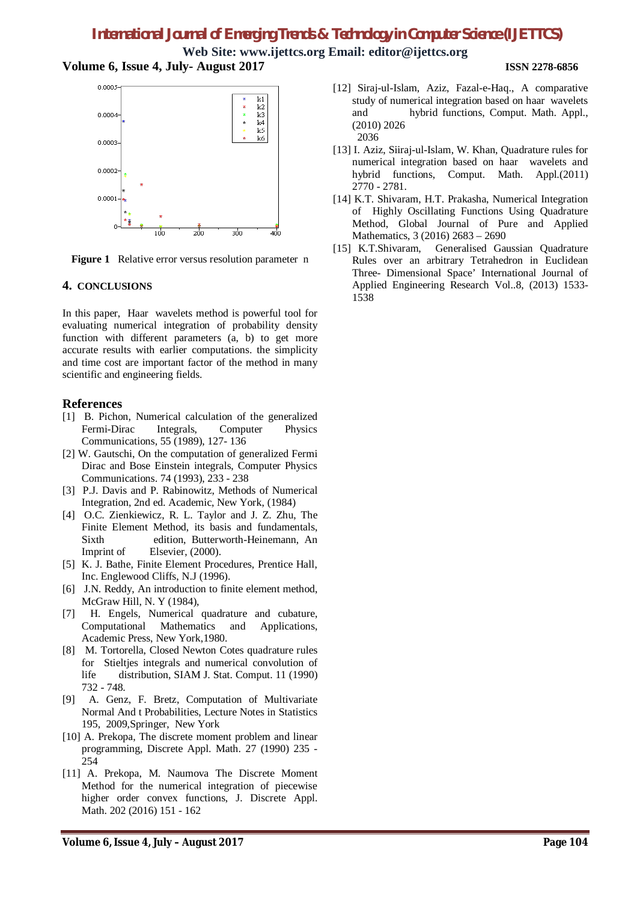0.0005
0.0004
0.0003
0.0002
0.0001
0
100
200
300
400
k1
k2
k3
k4
k5
k6

**Figure 1** Relative error versus resolution parameter n

## 4. CONCLUSIONS

In this paper, Haar wavelets method is powerful tool for evaluating numerical integration of probability density function with different parameters (a, b) to get more accurate results with earlier computations. the simplicity and time cost are important factor of the method in many scientific and engineering fields.

## References

[1] B. Pichon, Numerical calculation of the generalized Fermi-Dirac Integrals, Computer Physics Communications, 55 (1989), 127- 136

[2] W. Gautschi, On the computation of generalized Fermi Dirac and Bose Einstein integrals, Computer Physics Communications. 74 (1993), 233 - 238

[3] P.J. Davis and P. Rabinowitz, Methods of Numerical Integration, 2nd ed. Academic, New York, (1984)

[4] O.C. Zienkiewicz, R. L. Taylor and J. Z. Zhu, The Finite Element Method, its basis and fundamentals, Sixth edition, Butterworth-Heinemann, An Imprint of Elsevier, (2000).

[5] K. J. Bathe, Finite Element Procedures, Prentice Hall, Inc. Englewood Cliffs, N.J (1996).

[6] J.N. Reddy, An introduction to finite element method, McGraw Hill, N. Y (1984),

[7] H. Engels, Numerical quadrature and cubature, Computational Mathematics and Applications, Academic Press, New York,1980.

[8] M. Tortorella, Closed Newton Cotes quadrature rules for Stieltjes integrals and numerical convolution of life distribution, SIAM J. Stat. Comput. 11 (1990) 732 - 748.

[9] A. Genz, F. Bretz, Computation of Multivariate Normal And t Probabilities, Lecture Notes in Statistics 195, 2009,Springer, New York

[10] A. Prekopa, The discrete moment problem and linear programming, Discrete Appl. Math. 27 (1990) 235 - 254

[11] A. Prekopa, M. Naumova The Discrete Moment Method for the numerical integration of piecewise higher order convex functions, J. Discrete Appl. Math. 202 (2016) 151 - 162

[12] Siraj-ul-Islam, Aziz, Fazal-e-Haq., A comparative study of numerical integration based on haar wavelets and hybrid functions, Comput. Math. Appl., (2010) 2026 2036

[13] I. Aziz, Siiraj-ul-Islam, W. Khan, Quadrature rules for numerical integration based on haar wavelets and hybrid functions, Comput. Math. Appl.(2011) 2770 - 2781.

[14] K.T. Shivaram, H.T. Prakasha, Numerical Integration of Highly Oscillating Functions Using Quadrature Method, Global Journal of Pure and Applied Mathematics, 3 (2016) 2683 – 2690

[15] K.T.Shivaram, Generalised Gaussian Quadrature Rules over an arbitrary Tetrahedron in Euclidean Three- Dimensional Space' International Journal of Applied Engineering Research Vol..8, (2013) 1533- 1538